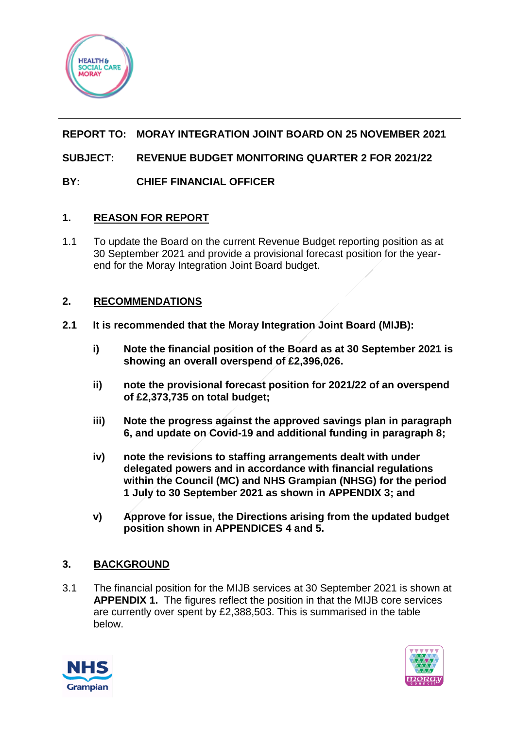**REPORT TO:** **MORAY INTEGRATION JOINT BOARD ON 25 NOVEMBER 2021**

**SUBJECT:** **REVENUE BUDGET MONITORING QUARTER 2 FOR 2021/22**

**BY:** **CHIEF FINANCIAL OFFICER**

## 1. REASON FOR REPORT

1.1 To update the Board on the current Revenue Budget reporting position as at 30 September 2021 and provide a provisional forecast position for the year-end for the Moray Integration Joint Board budget.

## 2. RECOMMENDATIONS

**2.1 It is recommended that the Moray Integration Joint Board (MIJB):**

**i) Note the financial position of the Board as at 30 September 2021 is showing an overall overspend of £2,396,026.**

**ii) note the provisional forecast position for 2021/22 of an overspend of £2,373,735 on total budget;**

**iii) Note the progress against the approved savings plan in paragraph 6, and update on Covid-19 and additional funding in paragraph 8;**

**iv) note the revisions to staffing arrangements dealt with under delegated powers and in accordance with financial regulations within the Council (MC) and NHS Grampian (NHSG) for the period 1 July to 30 September 2021 as shown in APPENDIX 3; and**

**v) Approve for issue, the Directions arising from the updated budget position shown in APPENDICES 4 and 5.**

## 3. BACKGROUND

3.1 The financial position for the MIJB services at 30 September 2021 is shown at **APPENDIX 1.** The figures reflect the position in that the MIJB core services are currently over spent by £2,388,503. This is summarised in the table below.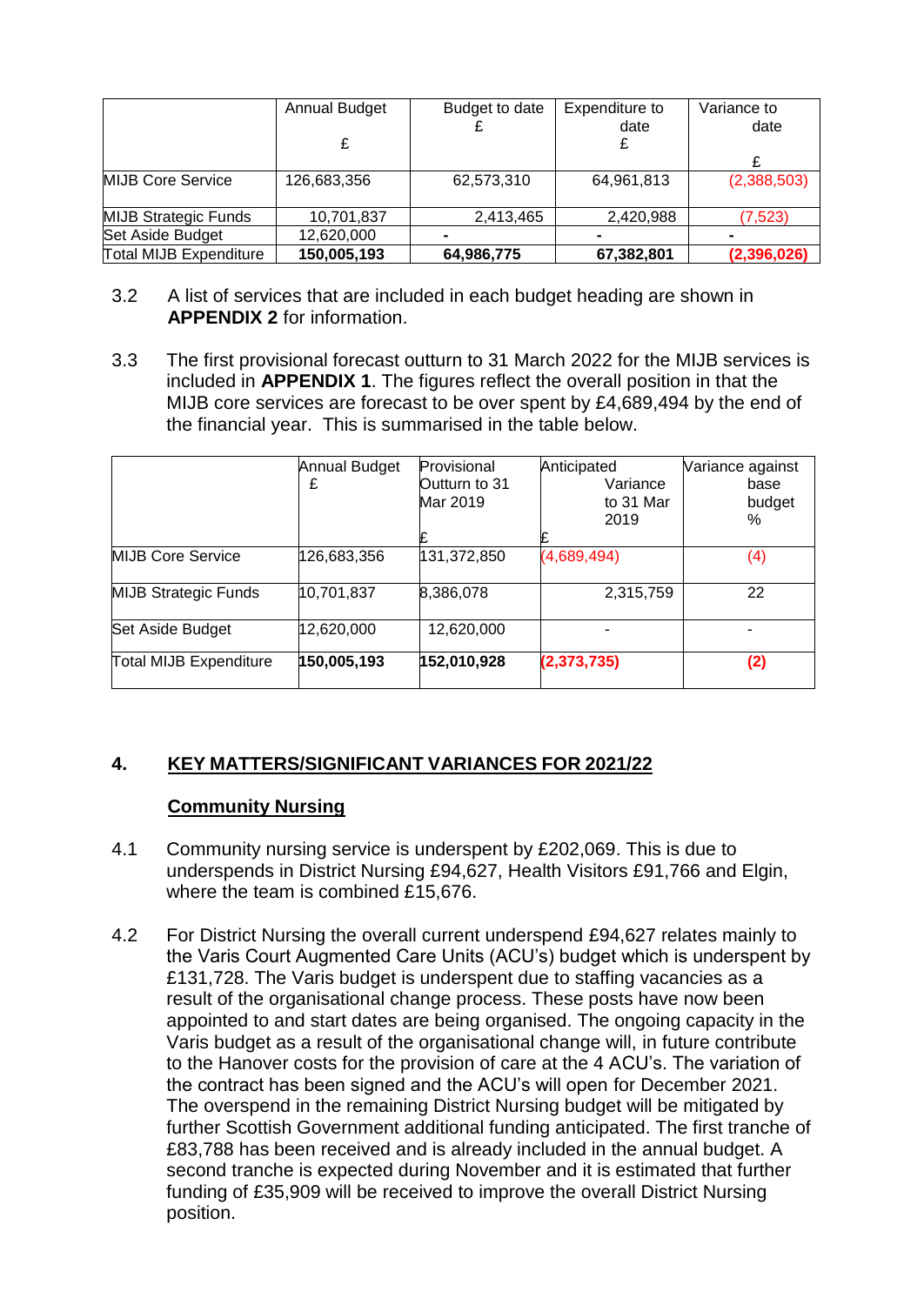| | Annual Budget £ | Budget to date £ | Expenditure to date £ | Variance to date £ |
|---|---|---|---|---|
| MIJB Core Service | 126,683,356 | 62,573,310 | 64,961,813 | (2,388,503) |
| MIJB Strategic Funds | 10,701,837 | 2,413,465 | 2,420,988 | (7,523) |
| Set Aside Budget | 12,620,000 | - | - | - |
| Total MIJB Expenditure | **150,005,193** | **64,986,775** | **67,382,801** | **(2,396,026)** |

3.2 A list of services that are included in each budget heading are shown in **APPENDIX 2** for information.

3.3 The first provisional forecast outturn to 31 March 2022 for the MIJB services is included in **APPENDIX 1**. The figures reflect the overall position in that the MIJB core services are forecast to be over spent by £4,689,494 by the end of the financial year. This is summarised in the table below.

| | Annual Budget £ | Provisional Outturn to 31 Mar 2019 £ | Anticipated Variance to 31 Mar 2019 £ | Variance against base budget % |
|---|---|---|---|---|
| MIJB Core Service | 126,683,356 | 131,372,850 | (4,689,494) | (4) |
| MIJB Strategic Funds | 10,701,837 | 8,386,078 | 2,315,759 | 22 |
| Set Aside Budget | 12,620,000 | 12,620,000 | - | - |
| Total MIJB Expenditure | **150,005,193** | **152,010,928** | **(2,373,735)** | **(2)** |

## 4. KEY MATTERS/SIGNIFICANT VARIANCES FOR 2021/22

### Community Nursing

4.1 Community nursing service is underspent by £202,069. This is due to underspends in District Nursing £94,627, Health Visitors £91,766 and Elgin, where the team is combined £15,676.

4.2 For District Nursing the overall current underspend £94,627 relates mainly to the Varis Court Augmented Care Units (ACU's) budget which is underspent by £131,728. The Varis budget is underspent due to staffing vacancies as a result of the organisational change process. These posts have now been appointed to and start dates are being organised. The ongoing capacity in the Varis budget as a result of the organisational change will, in future contribute to the Hanover costs for the provision of care at the 4 ACU's. The variation of the contract has been signed and the ACU's will open for December 2021. The overspend in the remaining District Nursing budget will be mitigated by further Scottish Government additional funding anticipated. The first tranche of £83,788 has been received and is already included in the annual budget. A second tranche is expected during November and it is estimated that further funding of £35,909 will be received to improve the overall District Nursing position.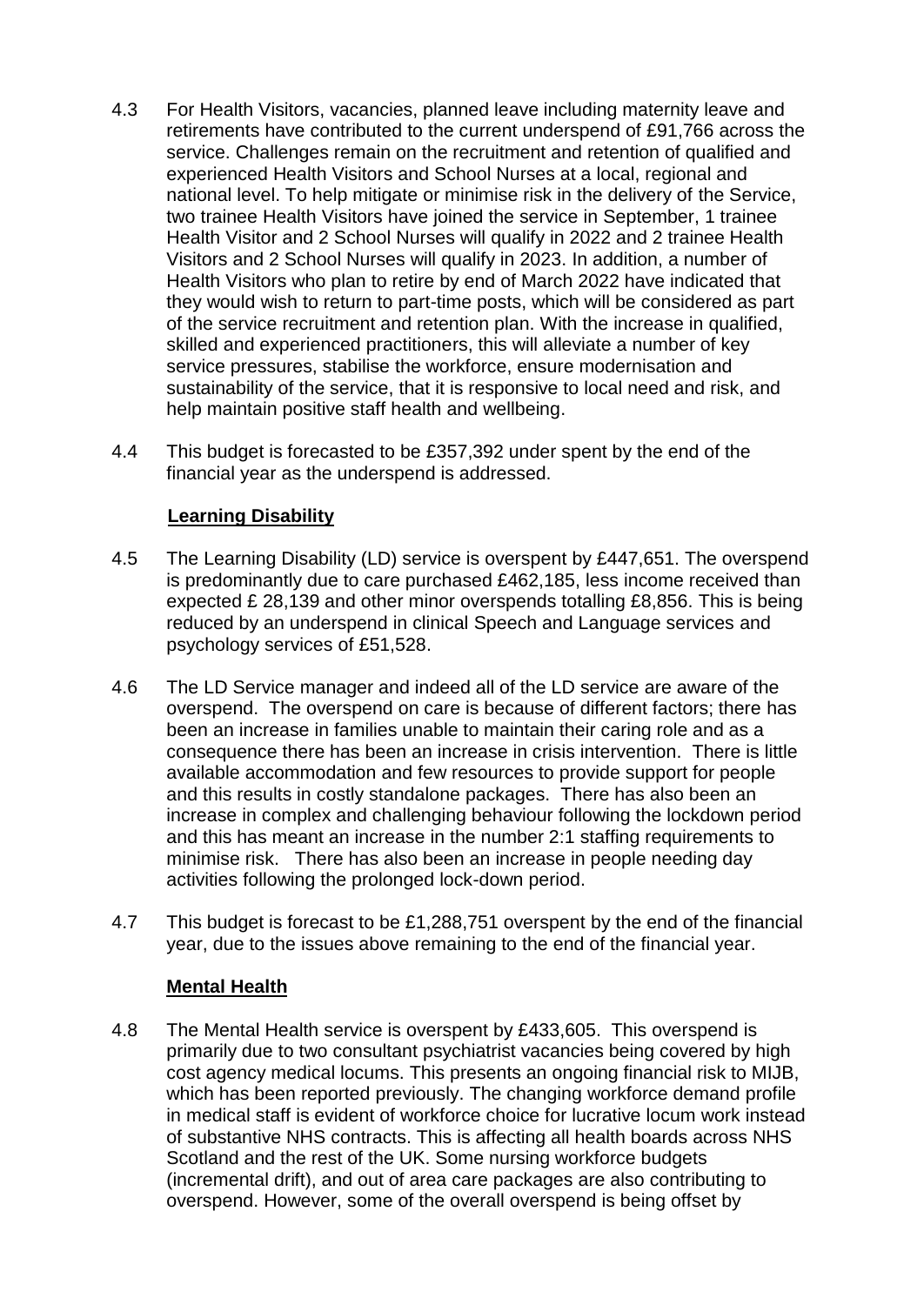4.3 For Health Visitors, vacancies, planned leave including maternity leave and retirements have contributed to the current underspend of £91,766 across the service. Challenges remain on the recruitment and retention of qualified and experienced Health Visitors and School Nurses at a local, regional and national level. To help mitigate or minimise risk in the delivery of the Service, two trainee Health Visitors have joined the service in September, 1 trainee Health Visitor and 2 School Nurses will qualify in 2022 and 2 trainee Health Visitors and 2 School Nurses will qualify in 2023. In addition, a number of Health Visitors who plan to retire by end of March 2022 have indicated that they would wish to return to part-time posts, which will be considered as part of the service recruitment and retention plan. With the increase in qualified, skilled and experienced practitioners, this will alleviate a number of key service pressures, stabilise the workforce, ensure modernisation and sustainability of the service, that it is responsive to local need and risk, and help maintain positive staff health and wellbeing.

4.4 This budget is forecasted to be £357,392 under spent by the end of the financial year as the underspend is addressed.

**Learning Disability**

4.5 The Learning Disability (LD) service is overspent by £447,651. The overspend is predominantly due to care purchased £462,185, less income received than expected £ 28,139 and other minor overspends totalling £8,856. This is being reduced by an underspend in clinical Speech and Language services and psychology services of £51,528.

4.6 The LD Service manager and indeed all of the LD service are aware of the overspend. The overspend on care is because of different factors; there has been an increase in families unable to maintain their caring role and as a consequence there has been an increase in crisis intervention. There is little available accommodation and few resources to provide support for people and this results in costly standalone packages. There has also been an increase in complex and challenging behaviour following the lockdown period and this has meant an increase in the number 2:1 staffing requirements to minimise risk. There has also been an increase in people needing day activities following the prolonged lock-down period.

4.7 This budget is forecast to be £1,288,751 overspent by the end of the financial year, due to the issues above remaining to the end of the financial year.

**Mental Health**

4.8 The Mental Health service is overspent by £433,605. This overspend is primarily due to two consultant psychiatrist vacancies being covered by high cost agency medical locums. This presents an ongoing financial risk to MIJB, which has been reported previously. The changing workforce demand profile in medical staff is evident of workforce choice for lucrative locum work instead of substantive NHS contracts. This is affecting all health boards across NHS Scotland and the rest of the UK. Some nursing workforce budgets (incremental drift), and out of area care packages are also contributing to overspend. However, some of the overall overspend is being offset by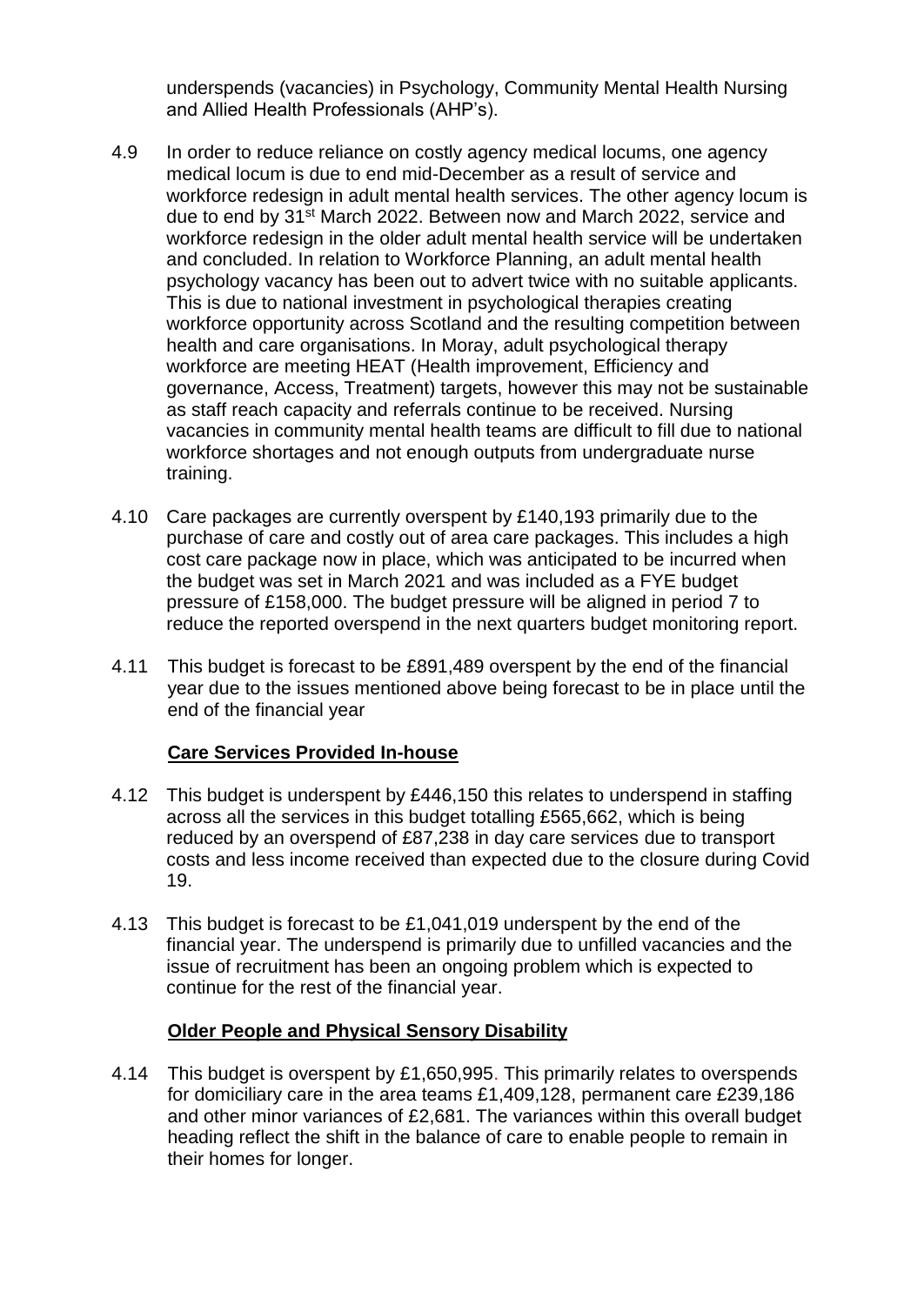underspends (vacancies) in Psychology, Community Mental Health Nursing and Allied Health Professionals (AHP's).

4.9 In order to reduce reliance on costly agency medical locums, one agency medical locum is due to end mid-December as a result of service and workforce redesign in adult mental health services. The other agency locum is due to end by 31st March 2022. Between now and March 2022, service and workforce redesign in the older adult mental health service will be undertaken and concluded. In relation to Workforce Planning, an adult mental health psychology vacancy has been out to advert twice with no suitable applicants. This is due to national investment in psychological therapies creating workforce opportunity across Scotland and the resulting competition between health and care organisations. In Moray, adult psychological therapy workforce are meeting HEAT (Health improvement, Efficiency and governance, Access, Treatment) targets, however this may not be sustainable as staff reach capacity and referrals continue to be received. Nursing vacancies in community mental health teams are difficult to fill due to national workforce shortages and not enough outputs from undergraduate nurse training.

4.10 Care packages are currently overspent by £140,193 primarily due to the purchase of care and costly out of area care packages. This includes a high cost care package now in place, which was anticipated to be incurred when the budget was set in March 2021 and was included as a FYE budget pressure of £158,000. The budget pressure will be aligned in period 7 to reduce the reported overspend in the next quarters budget monitoring report.

4.11 This budget is forecast to be £891,489 overspent by the end of the financial year due to the issues mentioned above being forecast to be in place until the end of the financial year

**Care Services Provided In-house**

4.12 This budget is underspent by £446,150 this relates to underspend in staffing across all the services in this budget totalling £565,662, which is being reduced by an overspend of £87,238 in day care services due to transport costs and less income received than expected due to the closure during Covid 19.

4.13 This budget is forecast to be £1,041,019 underspent by the end of the financial year. The underspend is primarily due to unfilled vacancies and the issue of recruitment has been an ongoing problem which is expected to continue for the rest of the financial year.

**Older People and Physical Sensory Disability**

4.14 This budget is overspent by £1,650,995. This primarily relates to overspends for domiciliary care in the area teams £1,409,128, permanent care £239,186 and other minor variances of £2,681. The variances within this overall budget heading reflect the shift in the balance of care to enable people to remain in their homes for longer.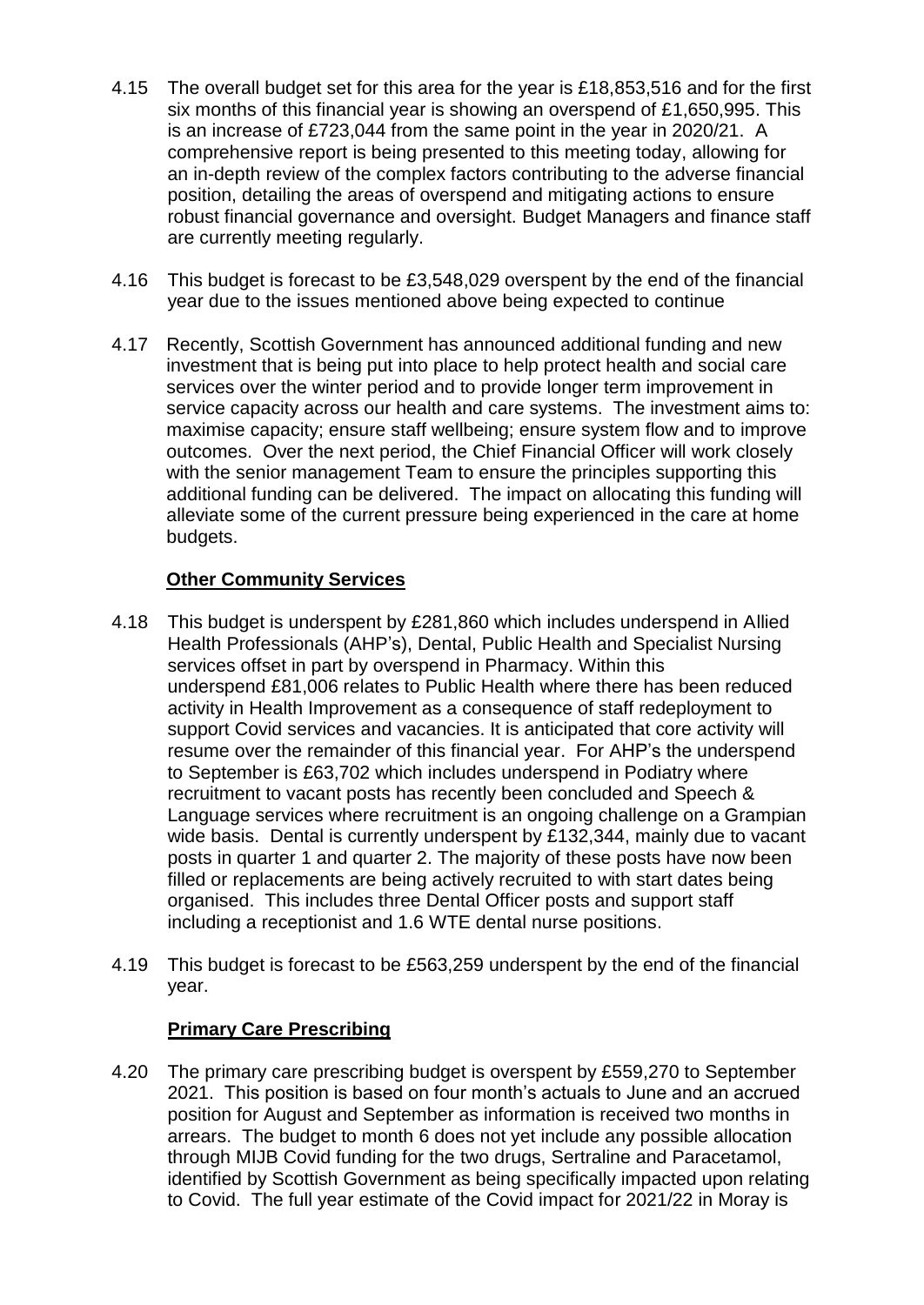4.15 The overall budget set for this area for the year is £18,853,516 and for the first six months of this financial year is showing an overspend of £1,650,995. This is an increase of £723,044 from the same point in the year in 2020/21. A comprehensive report is being presented to this meeting today, allowing for an in-depth review of the complex factors contributing to the adverse financial position, detailing the areas of overspend and mitigating actions to ensure robust financial governance and oversight. Budget Managers and finance staff are currently meeting regularly.

4.16 This budget is forecast to be £3,548,029 overspent by the end of the financial year due to the issues mentioned above being expected to continue

4.17 Recently, Scottish Government has announced additional funding and new investment that is being put into place to help protect health and social care services over the winter period and to provide longer term improvement in service capacity across our health and care systems. The investment aims to: maximise capacity; ensure staff wellbeing; ensure system flow and to improve outcomes. Over the next period, the Chief Financial Officer will work closely with the senior management Team to ensure the principles supporting this additional funding can be delivered. The impact on allocating this funding will alleviate some of the current pressure being experienced in the care at home budgets.

**Other Community Services**

4.18 This budget is underspent by £281,860 which includes underspend in Allied Health Professionals (AHP's), Dental, Public Health and Specialist Nursing services offset in part by overspend in Pharmacy. Within this underspend £81,006 relates to Public Health where there has been reduced activity in Health Improvement as a consequence of staff redeployment to support Covid services and vacancies. It is anticipated that core activity will resume over the remainder of this financial year. For AHP's the underspend to September is £63,702 which includes underspend in Podiatry where recruitment to vacant posts has recently been concluded and Speech & Language services where recruitment is an ongoing challenge on a Grampian wide basis. Dental is currently underspent by £132,344, mainly due to vacant posts in quarter 1 and quarter 2. The majority of these posts have now been filled or replacements are being actively recruited to with start dates being organised. This includes three Dental Officer posts and support staff including a receptionist and 1.6 WTE dental nurse positions.

4.19 This budget is forecast to be £563,259 underspent by the end of the financial year.

**Primary Care Prescribing**

4.20 The primary care prescribing budget is overspent by £559,270 to September 2021. This position is based on four month's actuals to June and an accrued position for August and September as information is received two months in arrears. The budget to month 6 does not yet include any possible allocation through MIJB Covid funding for the two drugs, Sertraline and Paracetamol, identified by Scottish Government as being specifically impacted upon relating to Covid. The full year estimate of the Covid impact for 2021/22 in Moray is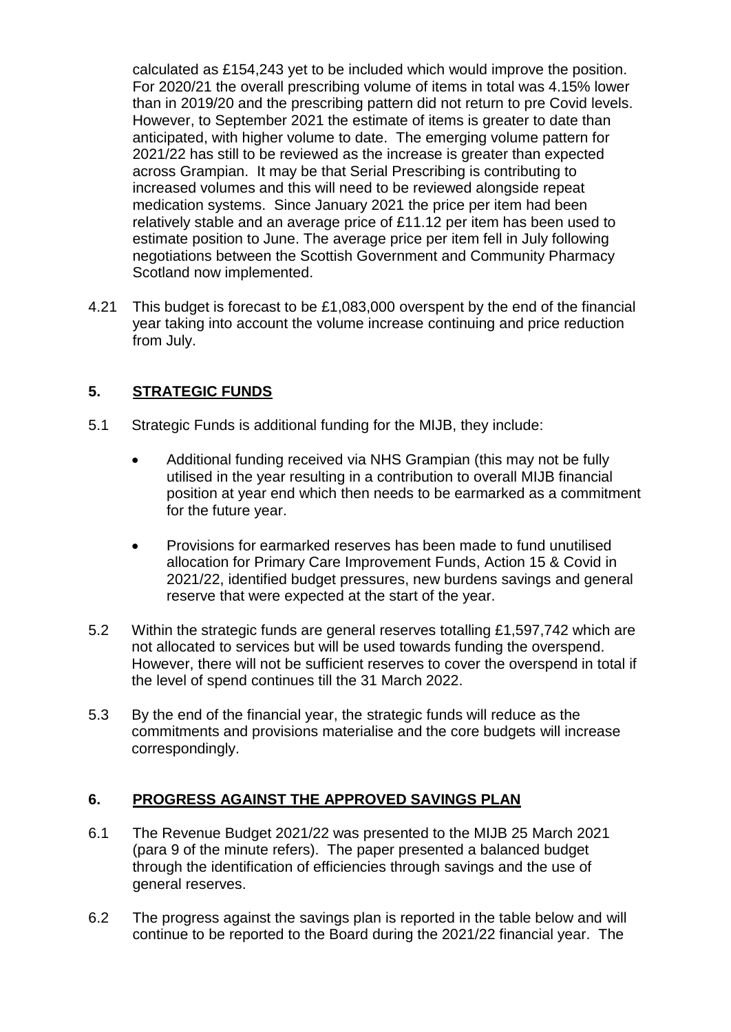calculated as £154,243 yet to be included which would improve the position. For 2020/21 the overall prescribing volume of items in total was 4.15% lower than in 2019/20 and the prescribing pattern did not return to pre Covid levels. However, to September 2021 the estimate of items is greater to date than anticipated, with higher volume to date. The emerging volume pattern for 2021/22 has still to be reviewed as the increase is greater than expected across Grampian. It may be that Serial Prescribing is contributing to increased volumes and this will need to be reviewed alongside repeat medication systems. Since January 2021 the price per item had been relatively stable and an average price of £11.12 per item has been used to estimate position to June. The average price per item fell in July following negotiations between the Scottish Government and Community Pharmacy Scotland now implemented.

4.21 This budget is forecast to be £1,083,000 overspent by the end of the financial year taking into account the volume increase continuing and price reduction from July.

## 5. STRATEGIC FUNDS

5.1 Strategic Funds is additional funding for the MIJB, they include:

- Additional funding received via NHS Grampian (this may not be fully utilised in the year resulting in a contribution to overall MIJB financial position at year end which then needs to be earmarked as a commitment for the future year.
- Provisions for earmarked reserves has been made to fund unutilised allocation for Primary Care Improvement Funds, Action 15 & Covid in 2021/22, identified budget pressures, new burdens savings and general reserve that were expected at the start of the year.

5.2 Within the strategic funds are general reserves totalling £1,597,742 which are not allocated to services but will be used towards funding the overspend. However, there will not be sufficient reserves to cover the overspend in total if the level of spend continues till the 31 March 2022.

5.3 By the end of the financial year, the strategic funds will reduce as the commitments and provisions materialise and the core budgets will increase correspondingly.

## 6. PROGRESS AGAINST THE APPROVED SAVINGS PLAN

6.1 The Revenue Budget 2021/22 was presented to the MIJB 25 March 2021 (para 9 of the minute refers). The paper presented a balanced budget through the identification of efficiencies through savings and the use of general reserves.

6.2 The progress against the savings plan is reported in the table below and will continue to be reported to the Board during the 2021/22 financial year. The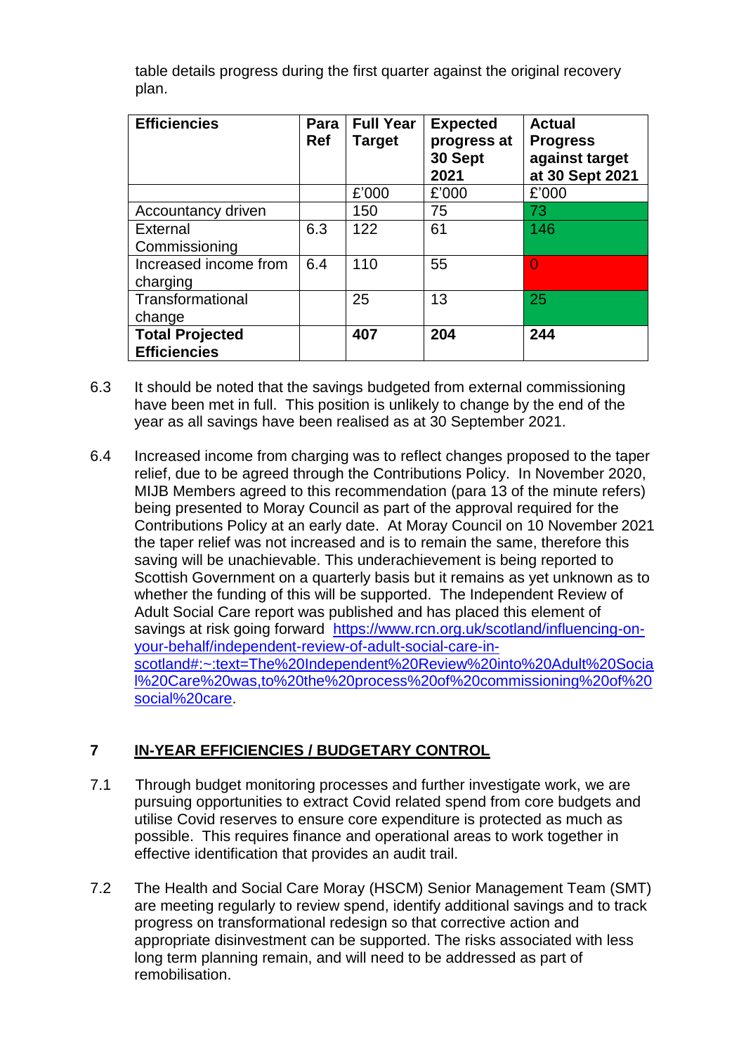table details progress during the first quarter against the original recovery plan.

| Efficiencies | Para Ref | Full Year Target | Expected progress at 30 Sept 2021 | Actual Progress against target at 30 Sept 2021 |
|---|---|---|---|---|
| | | £'000 | £'000 | £'000 |
| Accountancy driven | | 150 | 75 | 73 |
| External Commissioning | 6.3 | 122 | 61 | 146 |
| Increased income from charging | 6.4 | 110 | 55 | 0 |
| Transformational change | | 25 | 13 | 25 |
| **Total Projected Efficiencies** | | **407** | **204** | **244** |

6.3 It should be noted that the savings budgeted from external commissioning have been met in full. This position is unlikely to change by the end of the year as all savings have been realised as at 30 September 2021.

6.4 Increased income from charging was to reflect changes proposed to the taper relief, due to be agreed through the Contributions Policy. In November 2020, MIJB Members agreed to this recommendation (para 13 of the minute refers) being presented to Moray Council as part of the approval required for the Contributions Policy at an early date. At Moray Council on 10 November 2021 the taper relief was not increased and is to remain the same, therefore this saving will be unachievable. This underachievement is being reported to Scottish Government on a quarterly basis but it remains as yet unknown as to whether the funding of this will be supported. The Independent Review of Adult Social Care report was published and has placed this element of savings at risk going forward [https://www.rcn.org.uk/scotland/influencing-on-your-behalf/independent-review-of-adult-social-care-in-scotland#:~:text=The%20Independent%20Review%20into%20Adult%20Social%20Care%20was,to%20the%20process%20of%20commissioning%20of%20social%20care](https://www.rcn.org.uk/scotland/influencing-on-your-behalf/independent-review-of-adult-social-care-in-scotland#:~:text=The%20Independent%20Review%20into%20Adult%20Social%20Care%20was,to%20the%20process%20of%20commissioning%20of%20social%20care).

## 7 IN-YEAR EFFICIENCIES / BUDGETARY CONTROL

7.1 Through budget monitoring processes and further investigate work, we are pursuing opportunities to extract Covid related spend from core budgets and utilise Covid reserves to ensure core expenditure is protected as much as possible. This requires finance and operational areas to work together in effective identification that provides an audit trail.

7.2 The Health and Social Care Moray (HSCM) Senior Management Team (SMT) are meeting regularly to review spend, identify additional savings and to track progress on transformational redesign so that corrective action and appropriate disinvestment can be supported. The risks associated with less long term planning remain, and will need to be addressed as part of remobilisation.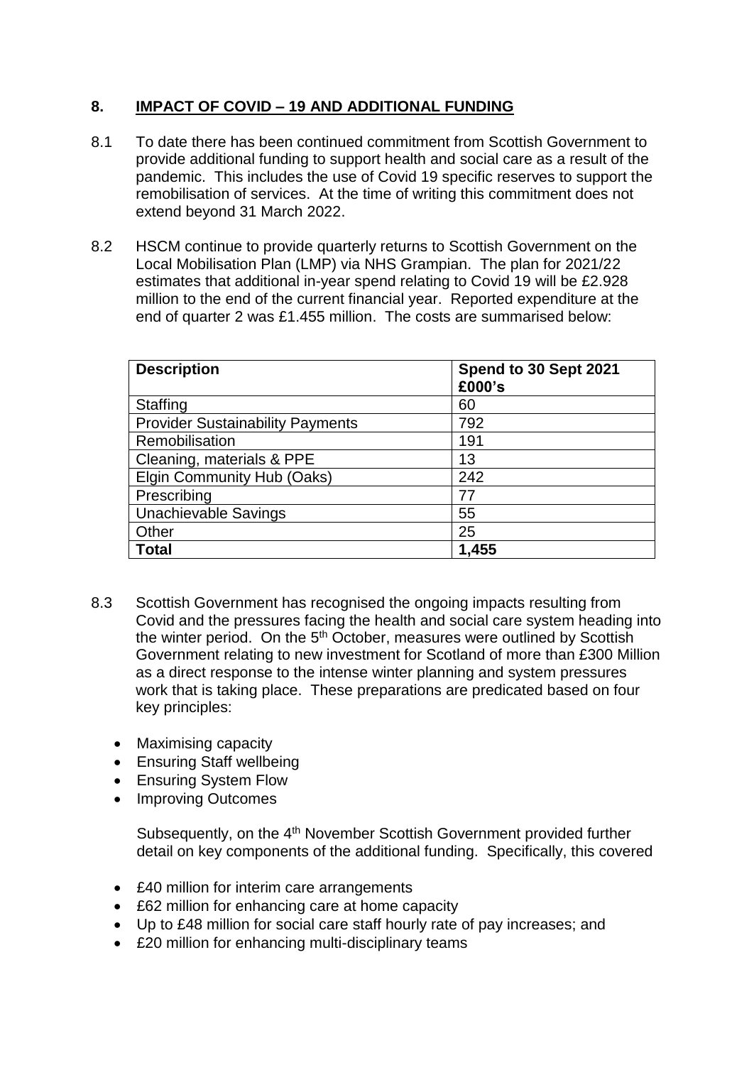## 8. IMPACT OF COVID – 19 AND ADDITIONAL FUNDING

8.1 To date there has been continued commitment from Scottish Government to provide additional funding to support health and social care as a result of the pandemic. This includes the use of Covid 19 specific reserves to support the remobilisation of services. At the time of writing this commitment does not extend beyond 31 March 2022.

8.2 HSCM continue to provide quarterly returns to Scottish Government on the Local Mobilisation Plan (LMP) via NHS Grampian. The plan for 2021/22 estimates that additional in-year spend relating to Covid 19 will be £2.928 million to the end of the current financial year. Reported expenditure at the end of quarter 2 was £1.455 million. The costs are summarised below:

| **Description** | **Spend to 30 Sept 2021 £000's** |
|---|---|
| Staffing | 60 |
| Provider Sustainability Payments | 792 |
| Remobilisation | 191 |
| Cleaning, materials & PPE | 13 |
| Elgin Community Hub (Oaks) | 242 |
| Prescribing | 77 |
| Unachievable Savings | 55 |
| Other | 25 |
| **Total** | **1,455** |

8.3 Scottish Government has recognised the ongoing impacts resulting from Covid and the pressures facing the health and social care system heading into the winter period. On the 5th October, measures were outlined by Scottish Government relating to new investment for Scotland of more than £300 Million as a direct response to the intense winter planning and system pressures work that is taking place. These preparations are predicated based on four key principles:

- Maximising capacity
- Ensuring Staff wellbeing
- Ensuring System Flow
- Improving Outcomes

Subsequently, on the 4th November Scottish Government provided further detail on key components of the additional funding. Specifically, this covered

- £40 million for interim care arrangements
- £62 million for enhancing care at home capacity
- Up to £48 million for social care staff hourly rate of pay increases; and
- £20 million for enhancing multi-disciplinary teams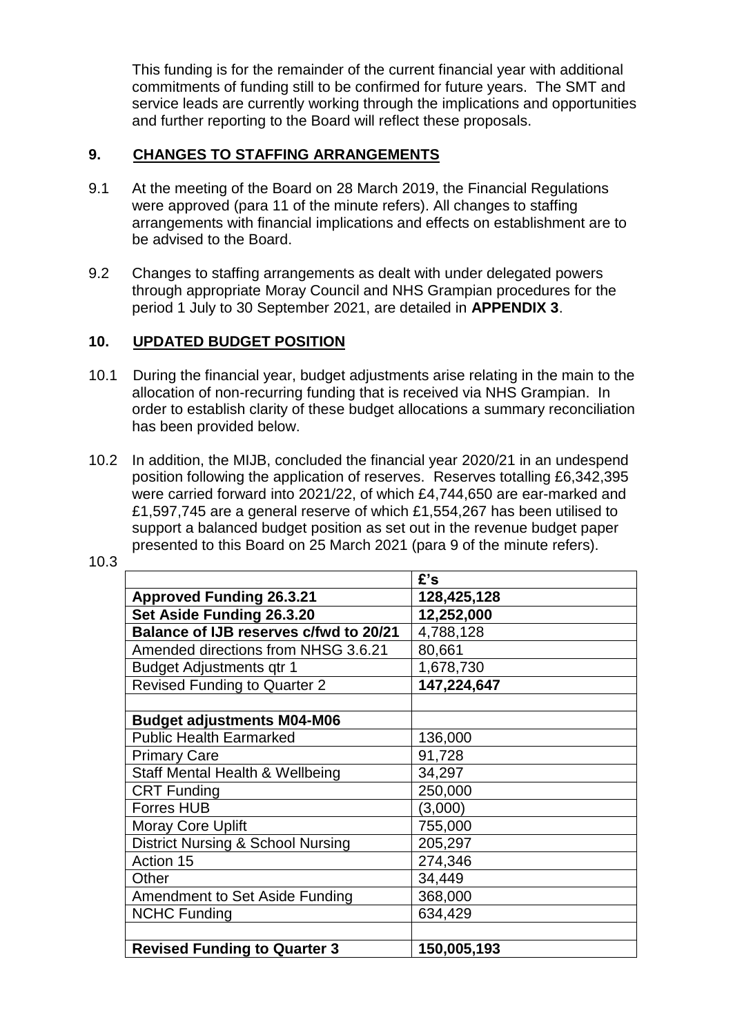This funding is for the remainder of the current financial year with additional commitments of funding still to be confirmed for future years. The SMT and service leads are currently working through the implications and opportunities and further reporting to the Board will reflect these proposals.

## 9. CHANGES TO STAFFING ARRANGEMENTS

9.1 At the meeting of the Board on 28 March 2019, the Financial Regulations were approved (para 11 of the minute refers). All changes to staffing arrangements with financial implications and effects on establishment are to be advised to the Board.

9.2 Changes to staffing arrangements as dealt with under delegated powers through appropriate Moray Council and NHS Grampian procedures for the period 1 July to 30 September 2021, are detailed in **APPENDIX 3**.

## 10. UPDATED BUDGET POSITION

10.1 During the financial year, budget adjustments arise relating in the main to the allocation of non-recurring funding that is received via NHS Grampian. In order to establish clarity of these budget allocations a summary reconciliation has been provided below.

10.2 In addition, the MIJB, concluded the financial year 2020/21 in an undespend position following the application of reserves. Reserves totalling £6,342,395 were carried forward into 2021/22, of which £4,744,650 are ear-marked and £1,597,745 are a general reserve of which £1,554,267 has been utilised to support a balanced budget position as set out in the revenue budget paper presented to this Board on 25 March 2021 (para 9 of the minute refers).

10.3

| | **£'s** |
|---|---|
| **Approved Funding 26.3.21** | **128,425,128** |
| **Set Aside Funding 26.3.20** | **12,252,000** |
| **Balance of IJB reserves c/fwd to 20/21** | 4,788,128 |
| Amended directions from NHSG 3.6.21 | 80,661 |
| Budget Adjustments qtr 1 | 1,678,730 |
| Revised Funding to Quarter 2 | **147,224,647** |
| | |
| **Budget adjustments M04-M06** | |
| Public Health Earmarked | 136,000 |
| Primary Care | 91,728 |
| Staff Mental Health & Wellbeing | 34,297 |
| CRT Funding | 250,000 |
| Forres HUB | (3,000) |
| Moray Core Uplift | 755,000 |
| District Nursing & School Nursing | 205,297 |
| Action 15 | 274,346 |
| Other | 34,449 |
| Amendment to Set Aside Funding | 368,000 |
| NCHC Funding | 634,429 |
| | |
| **Revised Funding to Quarter 3** | **150,005,193** |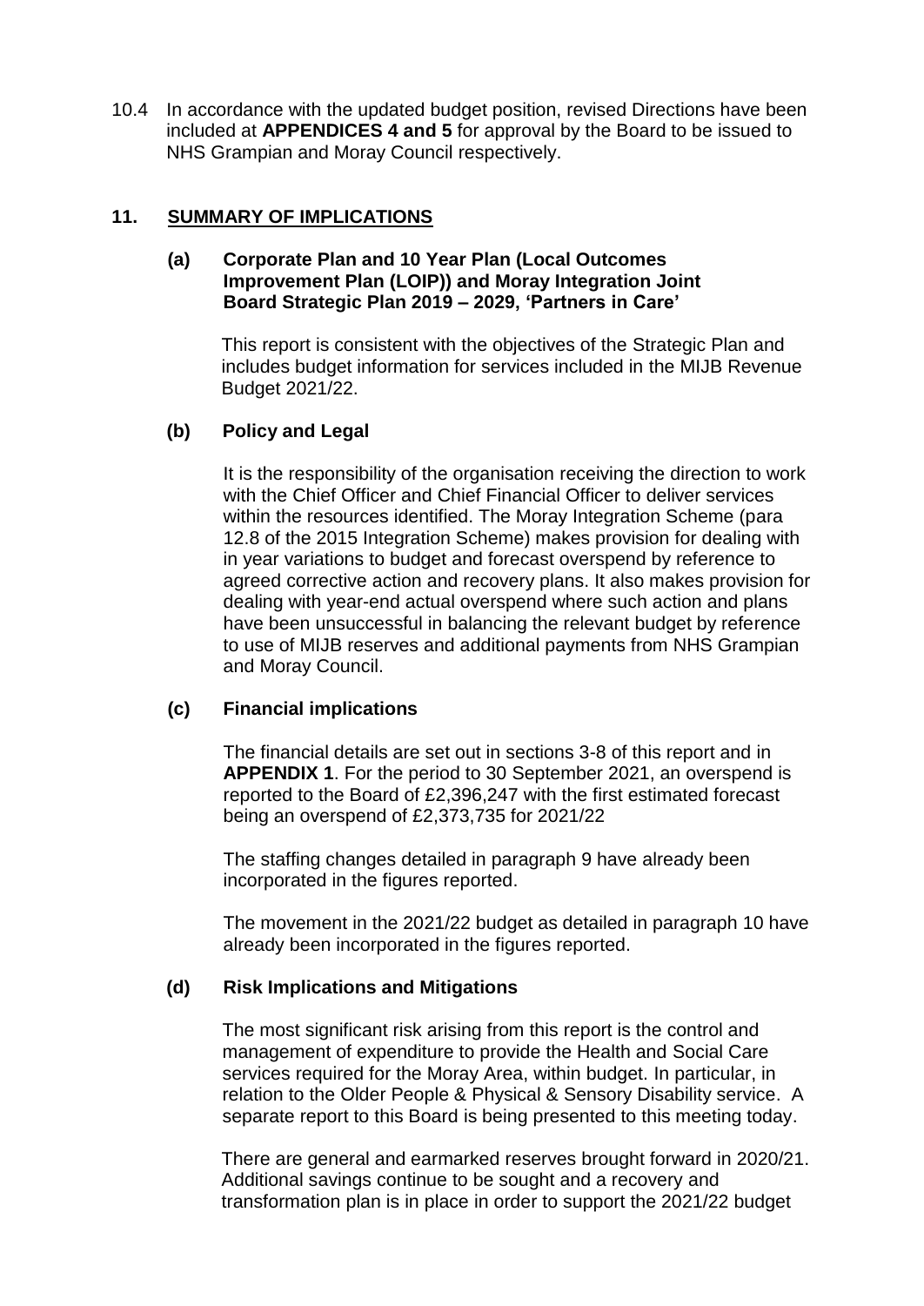10.4 In accordance with the updated budget position, revised Directions have been included at **APPENDICES 4 and 5** for approval by the Board to be issued to NHS Grampian and Moray Council respectively.

## 11. SUMMARY OF IMPLICATIONS

### (a) Corporate Plan and 10 Year Plan (Local Outcomes Improvement Plan (LOIP)) and Moray Integration Joint Board Strategic Plan 2019 – 2029, 'Partners in Care'

This report is consistent with the objectives of the Strategic Plan and includes budget information for services included in the MIJB Revenue Budget 2021/22.

### (b) Policy and Legal

It is the responsibility of the organisation receiving the direction to work with the Chief Officer and Chief Financial Officer to deliver services within the resources identified. The Moray Integration Scheme (para 12.8 of the 2015 Integration Scheme) makes provision for dealing with in year variations to budget and forecast overspend by reference to agreed corrective action and recovery plans. It also makes provision for dealing with year-end actual overspend where such action and plans have been unsuccessful in balancing the relevant budget by reference to use of MIJB reserves and additional payments from NHS Grampian and Moray Council.

### (c) Financial implications

The financial details are set out in sections 3-8 of this report and in **APPENDIX 1**. For the period to 30 September 2021, an overspend is reported to the Board of £2,396,247 with the first estimated forecast being an overspend of £2,373,735 for 2021/22

The staffing changes detailed in paragraph 9 have already been incorporated in the figures reported.

The movement in the 2021/22 budget as detailed in paragraph 10 have already been incorporated in the figures reported.

### (d) Risk Implications and Mitigations

The most significant risk arising from this report is the control and management of expenditure to provide the Health and Social Care services required for the Moray Area, within budget. In particular, in relation to the Older People & Physical & Sensory Disability service. A separate report to this Board is being presented to this meeting today.

There are general and earmarked reserves brought forward in 2020/21. Additional savings continue to be sought and a recovery and transformation plan is in place in order to support the 2021/22 budget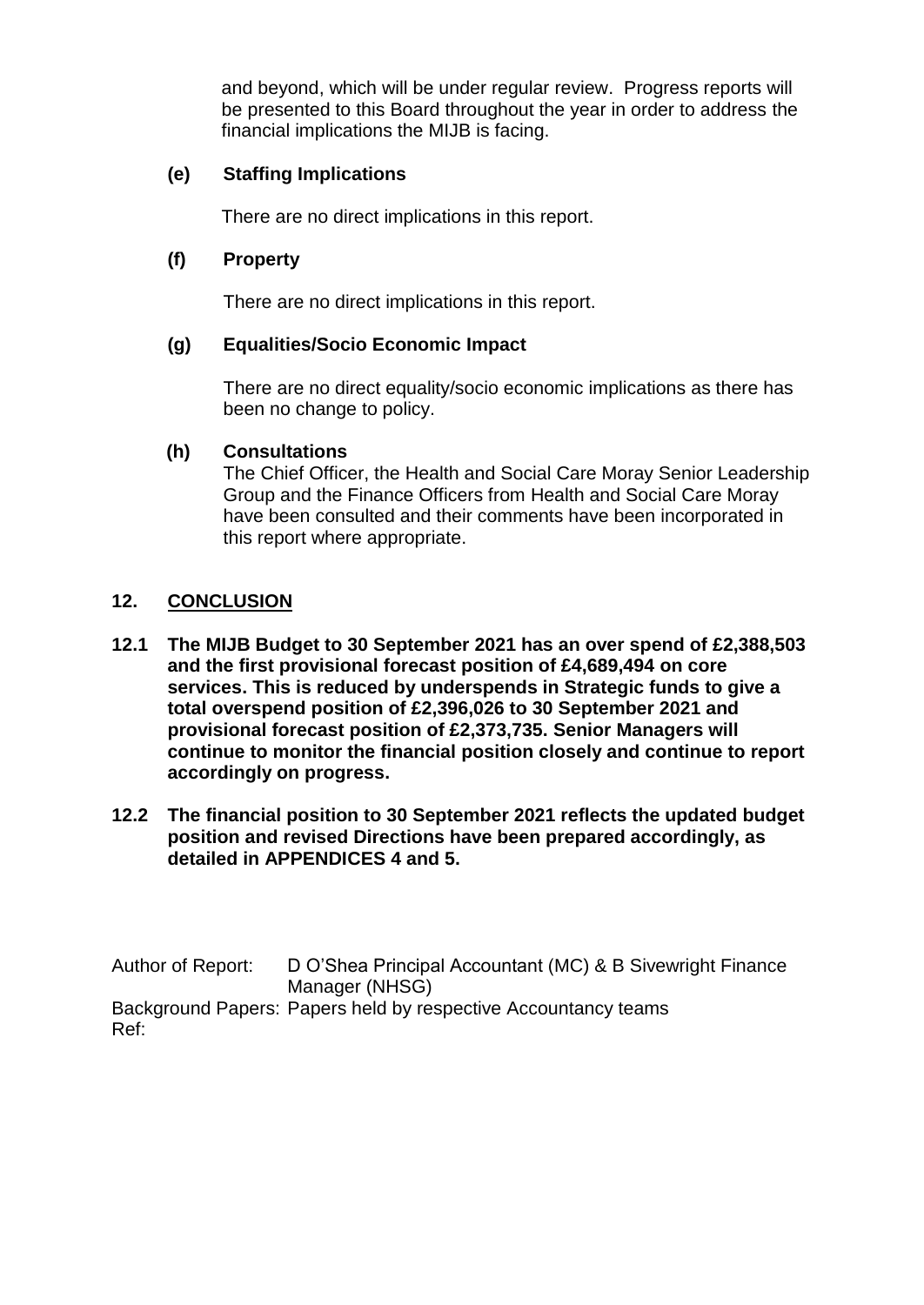and beyond, which will be under regular review. Progress reports will be presented to this Board throughout the year in order to address the financial implications the MIJB is facing.

**(e) Staffing Implications**

There are no direct implications in this report.

**(f) Property**

There are no direct implications in this report.

**(g) Equalities/Socio Economic Impact**

There are no direct equality/socio economic implications as there has been no change to policy.

**(h) Consultations**

The Chief Officer, the Health and Social Care Moray Senior Leadership Group and the Finance Officers from Health and Social Care Moray have been consulted and their comments have been incorporated in this report where appropriate.

## 12. CONCLUSION

**12.1 The MIJB Budget to 30 September 2021 has an over spend of £2,388,503 and the first provisional forecast position of £4,689,494 on core services. This is reduced by underspends in Strategic funds to give a total overspend position of £2,396,026 to 30 September 2021 and provisional forecast position of £2,373,735. Senior Managers will continue to monitor the financial position closely and continue to report accordingly on progress.**

**12.2 The financial position to 30 September 2021 reflects the updated budget position and revised Directions have been prepared accordingly, as detailed in APPENDICES 4 and 5.**

Author of Report: D O'Shea Principal Accountant (MC) & B Sivewright Finance Manager (NHSG)
Background Papers: Papers held by respective Accountancy teams
Ref: